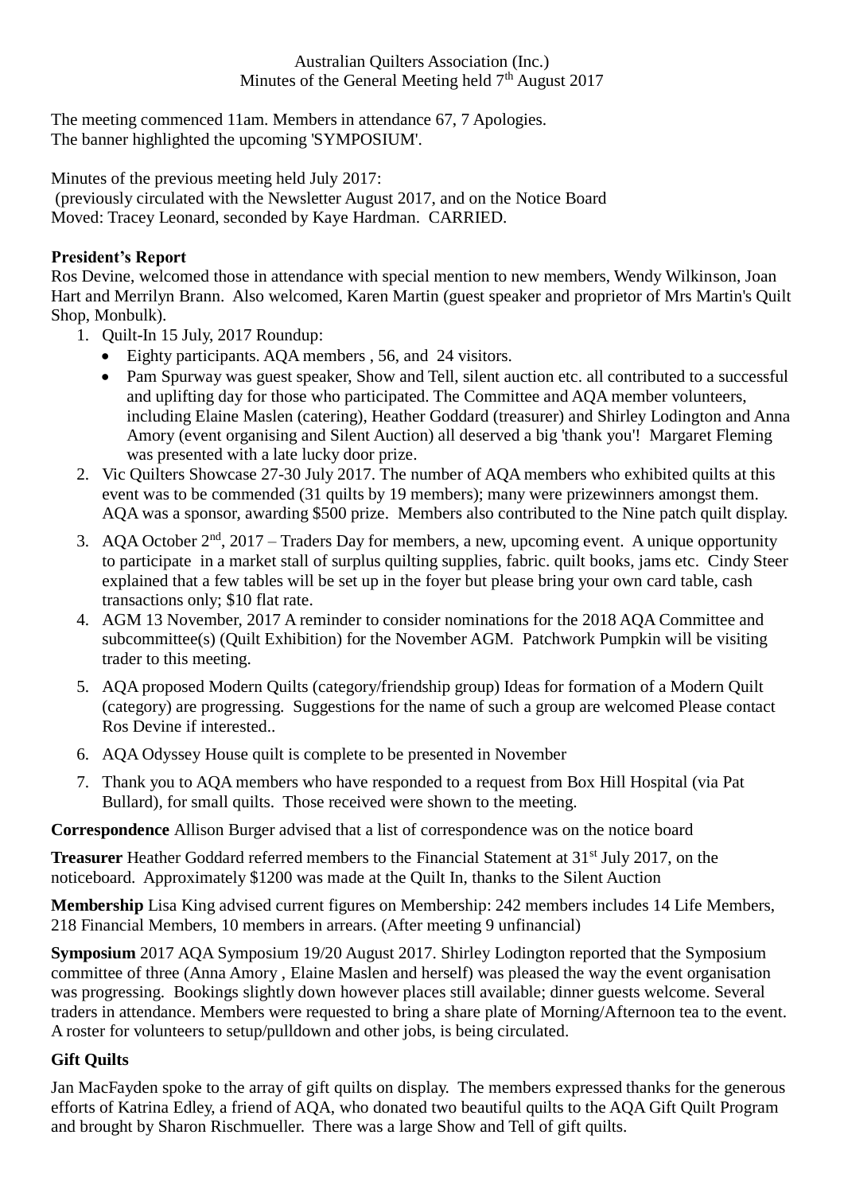Australian Quilters Association (Inc.)
Minutes of the General Meeting held 7th August 2017

The meeting commenced 11am. Members in attendance 67, 7 Apologies.
The banner highlighted the upcoming 'SYMPOSIUM'.

Minutes of the previous meeting held July 2017:
(previously circulated with the Newsletter August 2017, and on the Notice Board
Moved: Tracey Leonard, seconded by Kaye Hardman. CARRIED.

**President's Report**
Ros Devine, welcomed those in attendance with special mention to new members, Wendy Wilkinson, Joan Hart and Merrilyn Brann. Also welcomed, Karen Martin (guest speaker and proprietor of Mrs Martin's Quilt Shop, Monbulk).

1. Quilt-In 15 July, 2017 Roundup:
   - Eighty participants. AQA members , 56, and 24 visitors.
   - Pam Spurway was guest speaker, Show and Tell, silent auction etc. all contributed to a successful and uplifting day for those who participated. The Committee and AQA member volunteers, including Elaine Maslen (catering), Heather Goddard (treasurer) and Shirley Lodington and Anna Amory (event organising and Silent Auction) all deserved a big 'thank you'! Margaret Fleming was presented with a late lucky door prize.
2. Vic Quilters Showcase 27-30 July 2017. The number of AQA members who exhibited quilts at this event was to be commended (31 quilts by 19 members); many were prizewinners amongst them. AQA was a sponsor, awarding $500 prize. Members also contributed to the Nine patch quilt display.
3. AQA October 2nd, 2017 – Traders Day for members, a new, upcoming event. A unique opportunity to participate in a market stall of surplus quilting supplies, fabric. quilt books, jams etc. Cindy Steer explained that a few tables will be set up in the foyer but please bring your own card table, cash transactions only; $10 flat rate.
4. AGM 13 November, 2017 A reminder to consider nominations for the 2018 AQA Committee and subcommittee(s) (Quilt Exhibition) for the November AGM. Patchwork Pumpkin will be visiting trader to this meeting.
5. AQA proposed Modern Quilts (category/friendship group) Ideas for formation of a Modern Quilt (category) are progressing. Suggestions for the name of such a group are welcomed Please contact Ros Devine if interested..
6. AQA Odyssey House quilt is complete to be presented in November
7. Thank you to AQA members who have responded to a request from Box Hill Hospital (via Pat Bullard), for small quilts. Those received were shown to the meeting.

**Correspondence** Allison Burger advised that a list of correspondence was on the notice board

**Treasurer** Heather Goddard referred members to the Financial Statement at 31st July 2017, on the noticeboard. Approximately $1200 was made at the Quilt In, thanks to the Silent Auction

**Membership** Lisa King advised current figures on Membership: 242 members includes 14 Life Members, 218 Financial Members, 10 members in arrears. (After meeting 9 unfinancial)

**Symposium** 2017 AQA Symposium 19/20 August 2017. Shirley Lodington reported that the Symposium committee of three (Anna Amory , Elaine Maslen and herself) was pleased the way the event organisation was progressing. Bookings slightly down however places still available; dinner guests welcome. Several traders in attendance. Members were requested to bring a share plate of Morning/Afternoon tea to the event. A roster for volunteers to setup/pulldown and other jobs, is being circulated.

**Gift Quilts**

Jan MacFayden spoke to the array of gift quilts on display. The members expressed thanks for the generous efforts of Katrina Edley, a friend of AQA, who donated two beautiful quilts to the AQA Gift Quilt Program and brought by Sharon Rischmueller. There was a large Show and Tell of gift quilts.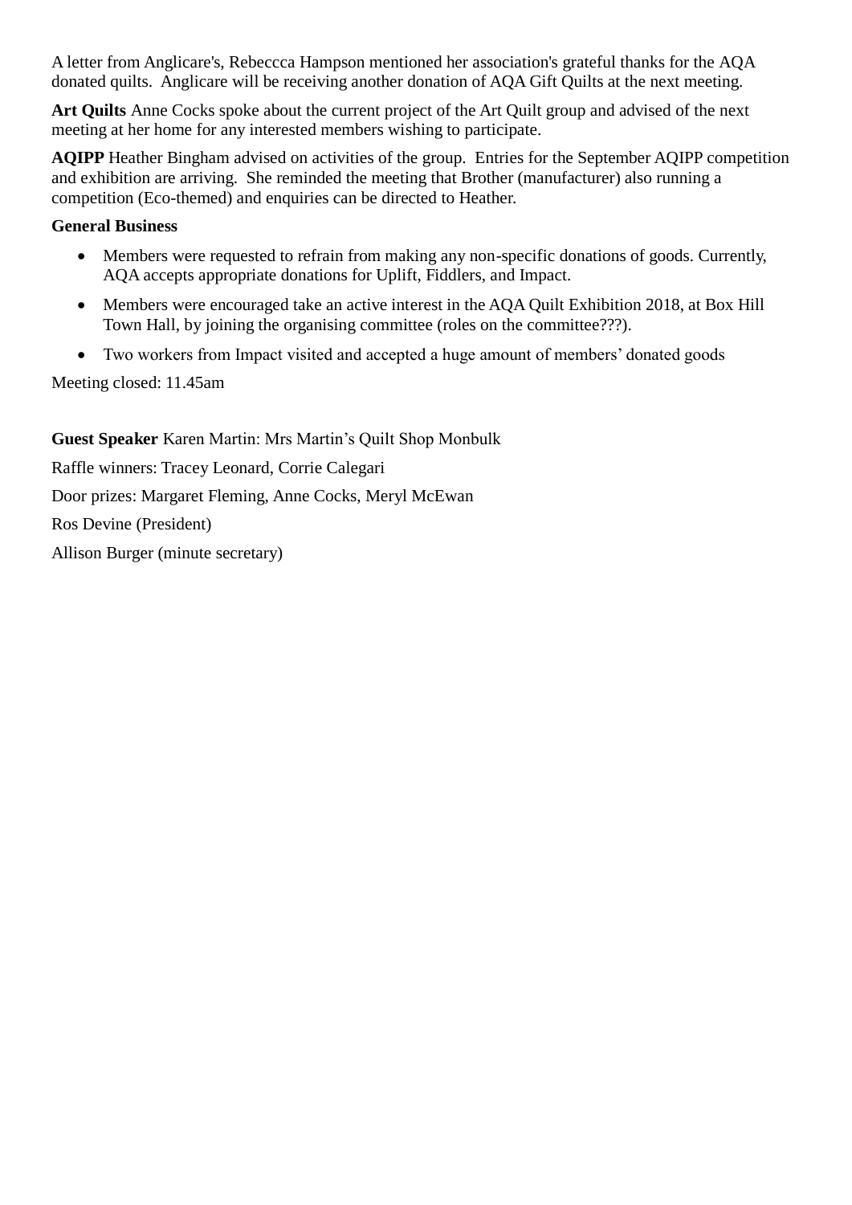A letter from Anglicare's, Rebeccca Hampson mentioned her association's grateful thanks for the AQA donated quilts. Anglicare will be receiving another donation of AQA Gift Quilts at the next meeting.

**Art Quilts** Anne Cocks spoke about the current project of the Art Quilt group and advised of the next meeting at her home for any interested members wishing to participate.

**AQIPP** Heather Bingham advised on activities of the group. Entries for the September AQIPP competition and exhibition are arriving. She reminded the meeting that Brother (manufacturer) also running a competition (Eco-themed) and enquiries can be directed to Heather.

**General Business**

- Members were requested to refrain from making any non-specific donations of goods. Currently, AQA accepts appropriate donations for Uplift, Fiddlers, and Impact.
- Members were encouraged take an active interest in the AQA Quilt Exhibition 2018, at Box Hill Town Hall, by joining the organising committee (roles on the committee???).
- Two workers from Impact visited and accepted a huge amount of members' donated goods

Meeting closed: 11.45am

**Guest Speaker** Karen Martin: Mrs Martin's Quilt Shop Monbulk

Raffle winners: Tracey Leonard, Corrie Calegari

Door prizes: Margaret Fleming, Anne Cocks, Meryl McEwan

Ros Devine (President)

Allison Burger (minute secretary)